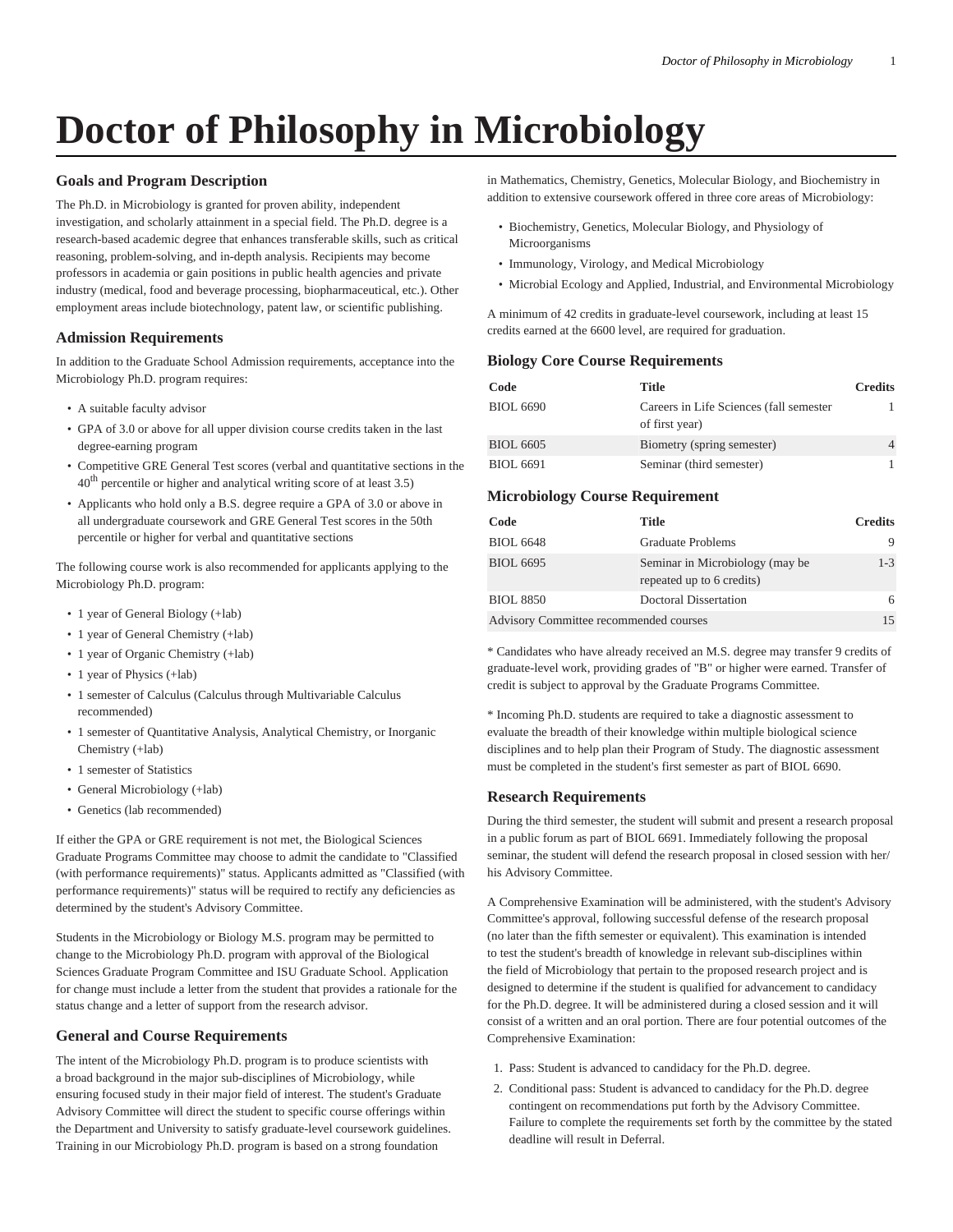# Doctor of Philosophy in Microbiology

## Goals and Program Description

The Ph.D. in Microbiology is granted for proven ability, independent investigation, and scholarly attainment in a special field. The Ph.D. degree is a research-based academic degree that enhances transferable skills, such as critical reasoning, problem-solving, and in-depth analysis. Recipients may become professors in academia or gain positions in public health agencies and private industry (medical, food and beverage processing, biopharmaceutical, etc.). Other employment areas include biotechnology, patent law, or scientific publishing.

## Admission Requirements

In addition to the Graduate School Admission requirements, acceptance into the Microbiology Ph.D. program requires:

- A suitable faculty advisor
- GPA of 3.0 or above for all upper division course credits taken in the last degree-earning program
- Competitive GRE General Test scores (verbal and quantitative sections in the $40^{th}$ percentile or higher and analytical writing score of at least 3.5)
- Applicants who hold only a B.S. degree require a GPA of 3.0 or above in all undergraduate coursework and GRE General Test scores in the 50th percentile or higher for verbal and quantitative sections

The following course work is also recommended for applicants applying to the Microbiology Ph.D. program:

- 1 year of General Biology (+lab)
- 1 year of General Chemistry (+lab)
- 1 year of Organic Chemistry (+lab)
- 1 year of Physics (+lab)
- 1 semester of Calculus (Calculus through Multivariable Calculus recommended)
- 1 semester of Quantitative Analysis, Analytical Chemistry, or Inorganic Chemistry (+lab)
- 1 semester of Statistics
- General Microbiology (+lab)
- Genetics (lab recommended)

If either the GPA or GRE requirement is not met, the Biological Sciences Graduate Programs Committee may choose to admit the candidate to "Classified (with performance requirements)" status. Applicants admitted as "Classified (with performance requirements)" status will be required to rectify any deficiencies as determined by the student's Advisory Committee.

Students in the Microbiology or Biology M.S. program may be permitted to change to the Microbiology Ph.D. program with approval of the Biological Sciences Graduate Program Committee and ISU Graduate School. Application for change must include a letter from the student that provides a rationale for the status change and a letter of support from the research advisor.

## General and Course Requirements

The intent of the Microbiology Ph.D. program is to produce scientists with a broad background in the major sub-disciplines of Microbiology, while ensuring focused study in their major field of interest. The student's Graduate Advisory Committee will direct the student to specific course offerings within the Department and University to satisfy graduate-level coursework guidelines. Training in our Microbiology Ph.D. program is based on a strong foundation in Mathematics, Chemistry, Genetics, Molecular Biology, and Biochemistry in addition to extensive coursework offered in three core areas of Microbiology:

- Biochemistry, Genetics, Molecular Biology, and Physiology of Microorganisms
- Immunology, Virology, and Medical Microbiology
- Microbial Ecology and Applied, Industrial, and Environmental Microbiology

A minimum of 42 credits in graduate-level coursework, including at least 15 credits earned at the 6600 level, are required for graduation.

### Biology Core Course Requirements

| Code | Title | Credits |
|---|---|---|
| BIOL 6690 | Careers in Life Sciences (fall semester of first year) | 1 |
| BIOL 6605 | Biometry (spring semester) | 4 |
| BIOL 6691 | Seminar (third semester) | 1 |

### Microbiology Course Requirement

| Code | Title | Credits |
|---|---|---|
| BIOL 6648 | Graduate Problems | 9 |
| BIOL 6695 | Seminar in Microbiology (may be repeated up to 6 credits) | 1-3 |
| BIOL 8850 | Doctoral Dissertation | 6 |
| Advisory Committee recommended courses | | 15 |

* Candidates who have already received an M.S. degree may transfer 9 credits of graduate-level work, providing grades of "B" or higher were earned. Transfer of credit is subject to approval by the Graduate Programs Committee.

* Incoming Ph.D. students are required to take a diagnostic assessment to evaluate the breadth of their knowledge within multiple biological science disciplines and to help plan their Program of Study. The diagnostic assessment must be completed in the student's first semester as part of BIOL 6690.

## Research Requirements

During the third semester, the student will submit and present a research proposal in a public forum as part of BIOL 6691. Immediately following the proposal seminar, the student will defend the research proposal in closed session with her/his Advisory Committee.

A Comprehensive Examination will be administered, with the student's Advisory Committee's approval, following successful defense of the research proposal (no later than the fifth semester or equivalent). This examination is intended to test the student's breadth of knowledge in relevant sub-disciplines within the field of Microbiology that pertain to the proposed research project and is designed to determine if the student is qualified for advancement to candidacy for the Ph.D. degree. It will be administered during a closed session and it will consist of a written and an oral portion. There are four potential outcomes of the Comprehensive Examination:

1. Pass: Student is advanced to candidacy for the Ph.D. degree.
2. Conditional pass: Student is advanced to candidacy for the Ph.D. degree contingent on recommendations put forth by the Advisory Committee. Failure to complete the requirements set forth by the committee by the stated deadline will result in Deferral.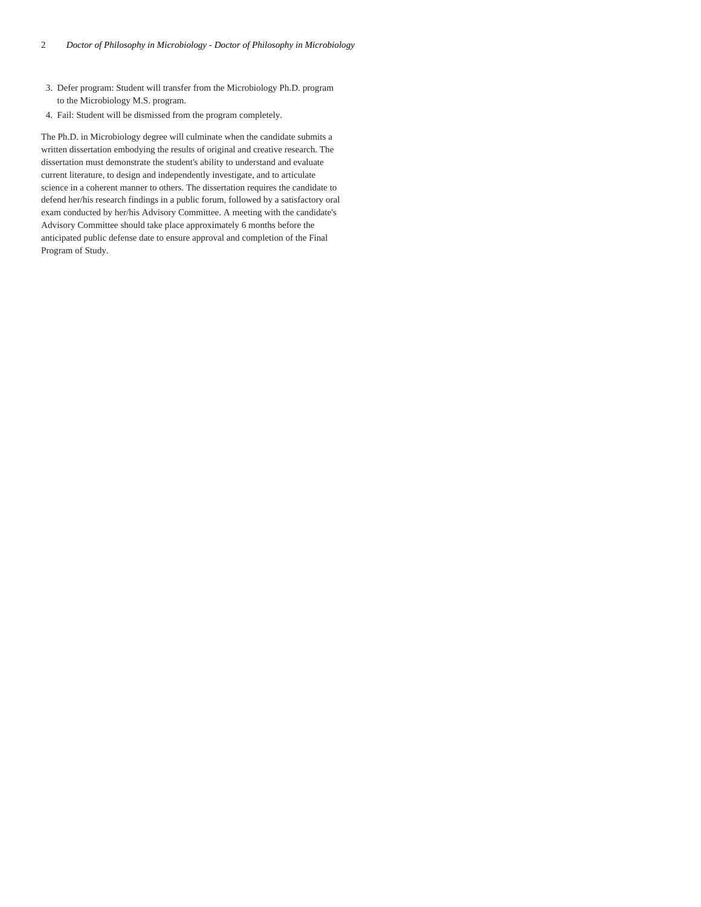3. Defer program: Student will transfer from the Microbiology Ph.D. program to the Microbiology M.S. program.
4. Fail: Student will be dismissed from the program completely.

The Ph.D. in Microbiology degree will culminate when the candidate submits a written dissertation embodying the results of original and creative research. The dissertation must demonstrate the student's ability to understand and evaluate current literature, to design and independently investigate, and to articulate science in a coherent manner to others. The dissertation requires the candidate to defend her/his research findings in a public forum, followed by a satisfactory oral exam conducted by her/his Advisory Committee. A meeting with the candidate's Advisory Committee should take place approximately 6 months before the anticipated public defense date to ensure approval and completion of the Final Program of Study.